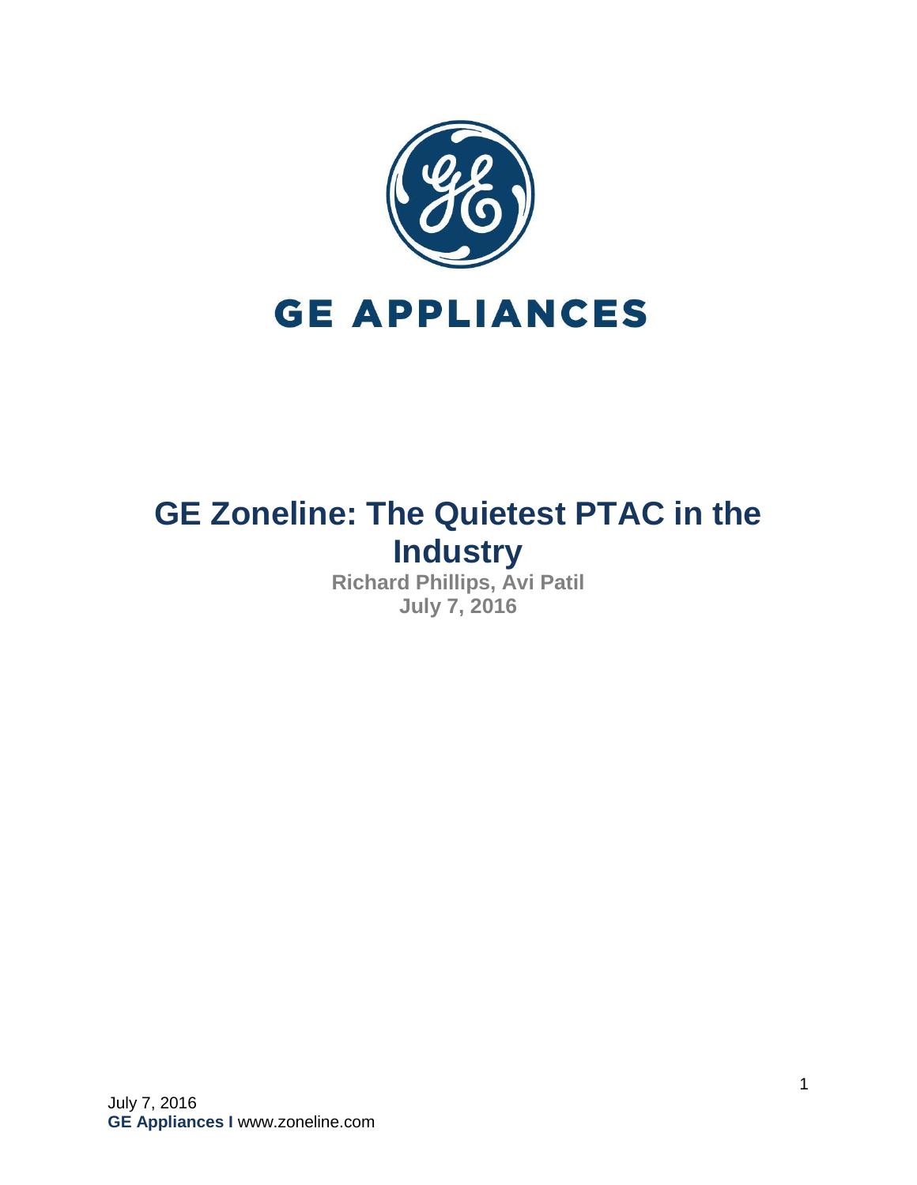GE APPLIANCES

# GE Zoneline: The Quietest PTAC in the Industry

**Richard Phillips, Avi Patil**

**July 7, 2016**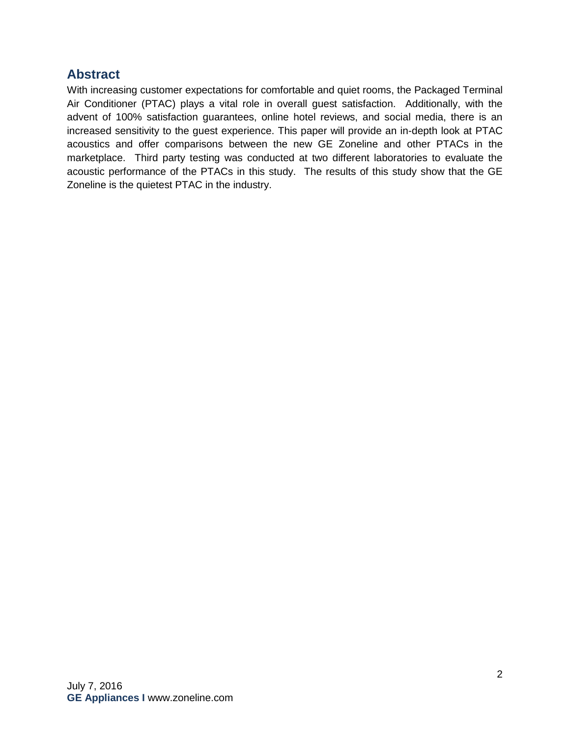## Abstract

With increasing customer expectations for comfortable and quiet rooms, the Packaged Terminal Air Conditioner (PTAC) plays a vital role in overall guest satisfaction. Additionally, with the advent of 100% satisfaction guarantees, online hotel reviews, and social media, there is an increased sensitivity to the guest experience. This paper will provide an in-depth look at PTAC acoustics and offer comparisons between the new GE Zoneline and other PTACs in the marketplace. Third party testing was conducted at two different laboratories to evaluate the acoustic performance of the PTACs in this study. The results of this study show that the GE Zoneline is the quietest PTAC in the industry.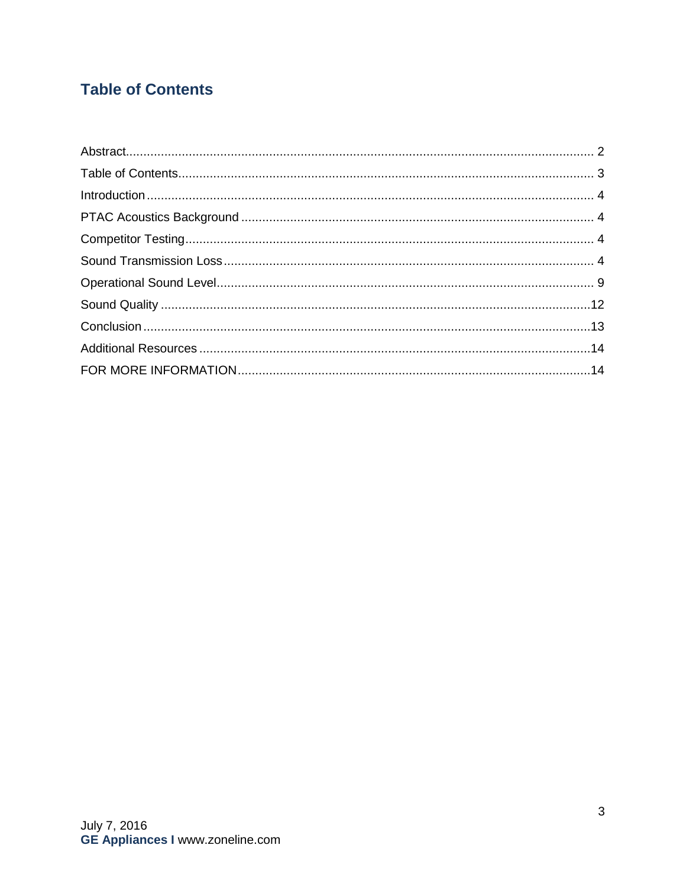## Table of Contents

Abstract........................................................................................................................................ 2
Table of Contents......................................................................................................................... 3
Introduction .................................................................................................................................. 4
PTAC Acoustics Background ....................................................................................................... 4
Competitor Testing....................................................................................................................... 4
Sound Transmission Loss ............................................................................................................ 4
Operational Sound Level.............................................................................................................. 9
Sound Quality .............................................................................................................................12
Conclusion ..................................................................................................................................13
Additional Resources ..................................................................................................................14
FOR MORE INFORMATION.......................................................................................................14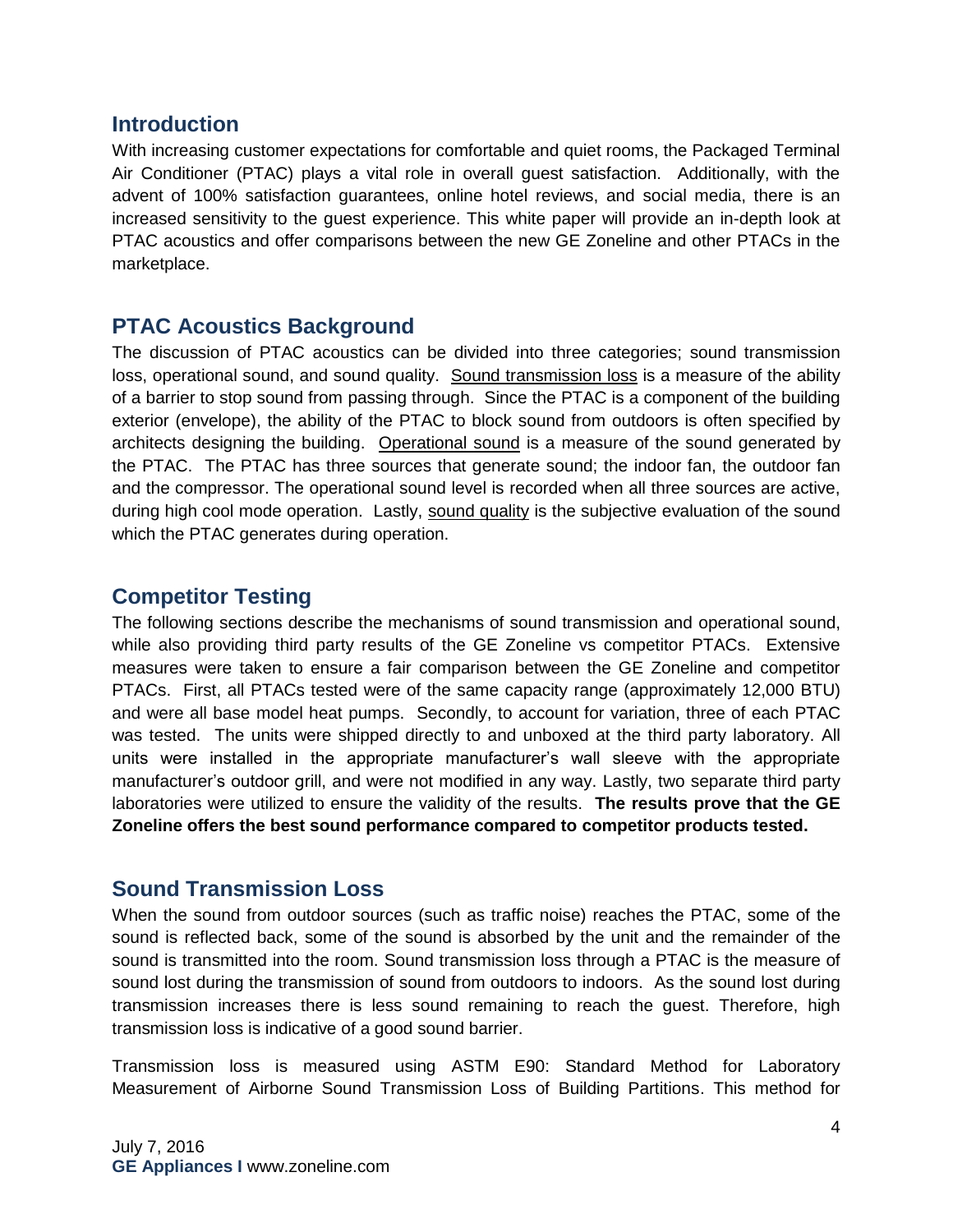## Introduction

With increasing customer expectations for comfortable and quiet rooms, the Packaged Terminal Air Conditioner (PTAC) plays a vital role in overall guest satisfaction. Additionally, with the advent of 100% satisfaction guarantees, online hotel reviews, and social media, there is an increased sensitivity to the guest experience. This white paper will provide an in-depth look at PTAC acoustics and offer comparisons between the new GE Zoneline and other PTACs in the marketplace.

## PTAC Acoustics Background

The discussion of PTAC acoustics can be divided into three categories; sound transmission loss, operational sound, and sound quality. <u>Sound transmission loss</u> is a measure of the ability of a barrier to stop sound from passing through. Since the PTAC is a component of the building exterior (envelope), the ability of the PTAC to block sound from outdoors is often specified by architects designing the building. <u>Operational sound</u> is a measure of the sound generated by the PTAC. The PTAC has three sources that generate sound; the indoor fan, the outdoor fan and the compressor. The operational sound level is recorded when all three sources are active, during high cool mode operation. Lastly, <u>sound quality</u> is the subjective evaluation of the sound which the PTAC generates during operation.

## Competitor Testing

The following sections describe the mechanisms of sound transmission and operational sound, while also providing third party results of the GE Zoneline vs competitor PTACs. Extensive measures were taken to ensure a fair comparison between the GE Zoneline and competitor PTACs. First, all PTACs tested were of the same capacity range (approximately 12,000 BTU) and were all base model heat pumps. Secondly, to account for variation, three of each PTAC was tested. The units were shipped directly to and unboxed at the third party laboratory. All units were installed in the appropriate manufacturer's wall sleeve with the appropriate manufacturer's outdoor grill, and were not modified in any way. Lastly, two separate third party laboratories were utilized to ensure the validity of the results. **The results prove that the GE Zoneline offers the best sound performance compared to competitor products tested.**

## Sound Transmission Loss

When the sound from outdoor sources (such as traffic noise) reaches the PTAC, some of the sound is reflected back, some of the sound is absorbed by the unit and the remainder of the sound is transmitted into the room. Sound transmission loss through a PTAC is the measure of sound lost during the transmission of sound from outdoors to indoors. As the sound lost during transmission increases there is less sound remaining to reach the guest. Therefore, high transmission loss is indicative of a good sound barrier.

Transmission loss is measured using ASTM E90: Standard Method for Laboratory Measurement of Airborne Sound Transmission Loss of Building Partitions. This method for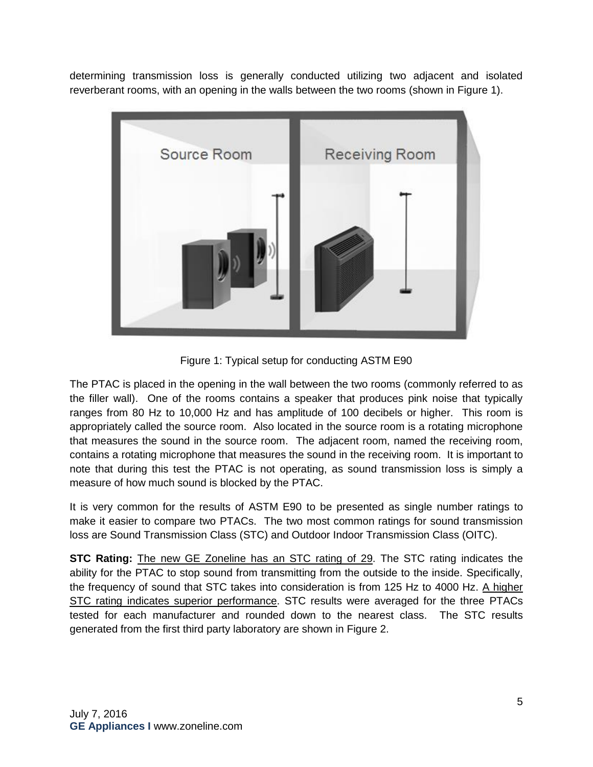determining transmission loss is generally conducted utilizing two adjacent and isolated reverberant rooms, with an opening in the walls between the two rooms (shown in Figure 1).

Figure 1: Typical setup for conducting ASTM E90

The PTAC is placed in the opening in the wall between the two rooms (commonly referred to as the filler wall). One of the rooms contains a speaker that produces pink noise that typically ranges from 80 Hz to 10,000 Hz and has amplitude of 100 decibels or higher. This room is appropriately called the source room. Also located in the source room is a rotating microphone that measures the sound in the source room. The adjacent room, named the receiving room, contains a rotating microphone that measures the sound in the receiving room. It is important to note that during this test the PTAC is not operating, as sound transmission loss is simply a measure of how much sound is blocked by the PTAC.

It is very common for the results of ASTM E90 to be presented as single number ratings to make it easier to compare two PTACs. The two most common ratings for sound transmission loss are Sound Transmission Class (STC) and Outdoor Indoor Transmission Class (OITC).

**STC Rating:** The new GE Zoneline has an STC rating of 29. The STC rating indicates the ability for the PTAC to stop sound from transmitting from the outside to the inside. Specifically, the frequency of sound that STC takes into consideration is from 125 Hz to 4000 Hz. A higher STC rating indicates superior performance. STC results were averaged for the three PTACs tested for each manufacturer and rounded down to the nearest class. The STC results generated from the first third party laboratory are shown in Figure 2.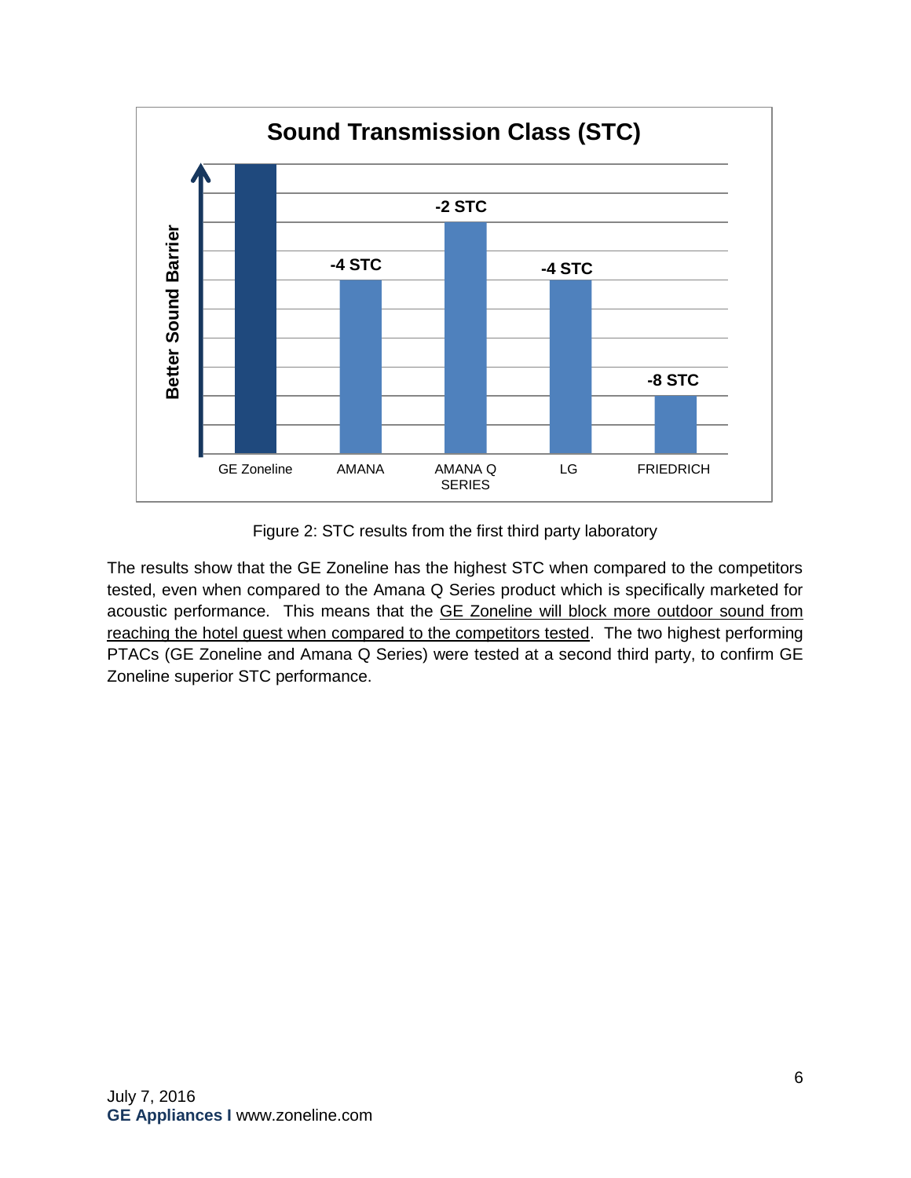## Sound Transmission Class (STC)

| | GE Zoneline | AMANA | AMANA Q SERIES | LG | FRIEDRICH |
|---|---|---|---|---|---|
| Better Sound Barrier | | -4 STC | -2 STC | -4 STC | -8 STC |

Figure 2: STC results from the first third party laboratory

The results show that the GE Zoneline has the highest STC when compared to the competitors tested, even when compared to the Amana Q Series product which is specifically marketed for acoustic performance. This means that the GE Zoneline will block more outdoor sound from reaching the hotel guest when compared to the competitors tested. The two highest performing PTACs (GE Zoneline and Amana Q Series) were tested at a second third party, to confirm GE Zoneline superior STC performance.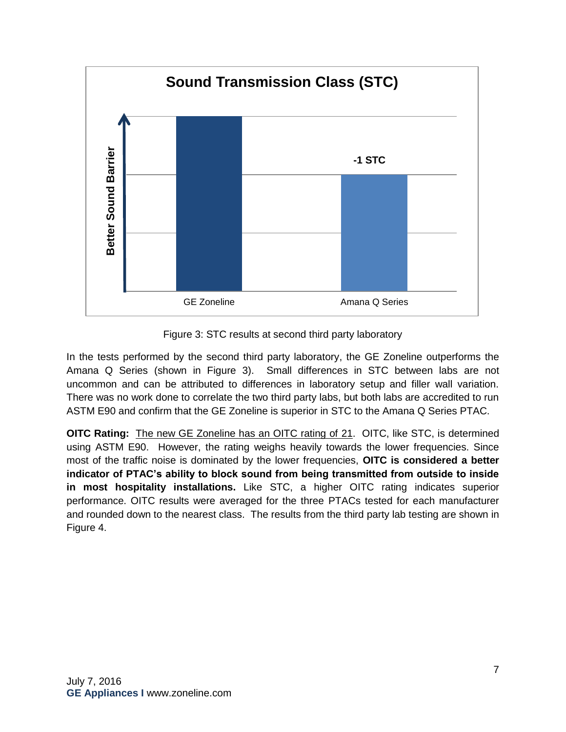Figure 3: STC results at second third party laboratory

In the tests performed by the second third party laboratory, the GE Zoneline outperforms the Amana Q Series (shown in Figure 3). Small differences in STC between labs are not uncommon and can be attributed to differences in laboratory setup and filler wall variation. There was no work done to correlate the two third party labs, but both labs are accredited to run ASTM E90 and confirm that the GE Zoneline is superior in STC to the Amana Q Series PTAC.

**OITC Rating:** The new GE Zoneline has an OITC rating of 21. OITC, like STC, is determined using ASTM E90. However, the rating weighs heavily towards the lower frequencies. Since most of the traffic noise is dominated by the lower frequencies, **OITC is considered a better indicator of PTAC's ability to block sound from being transmitted from outside to inside in most hospitality installations.** Like STC, a higher OITC rating indicates superior performance. OITC results were averaged for the three PTACs tested for each manufacturer and rounded down to the nearest class. The results from the third party lab testing are shown in Figure 4.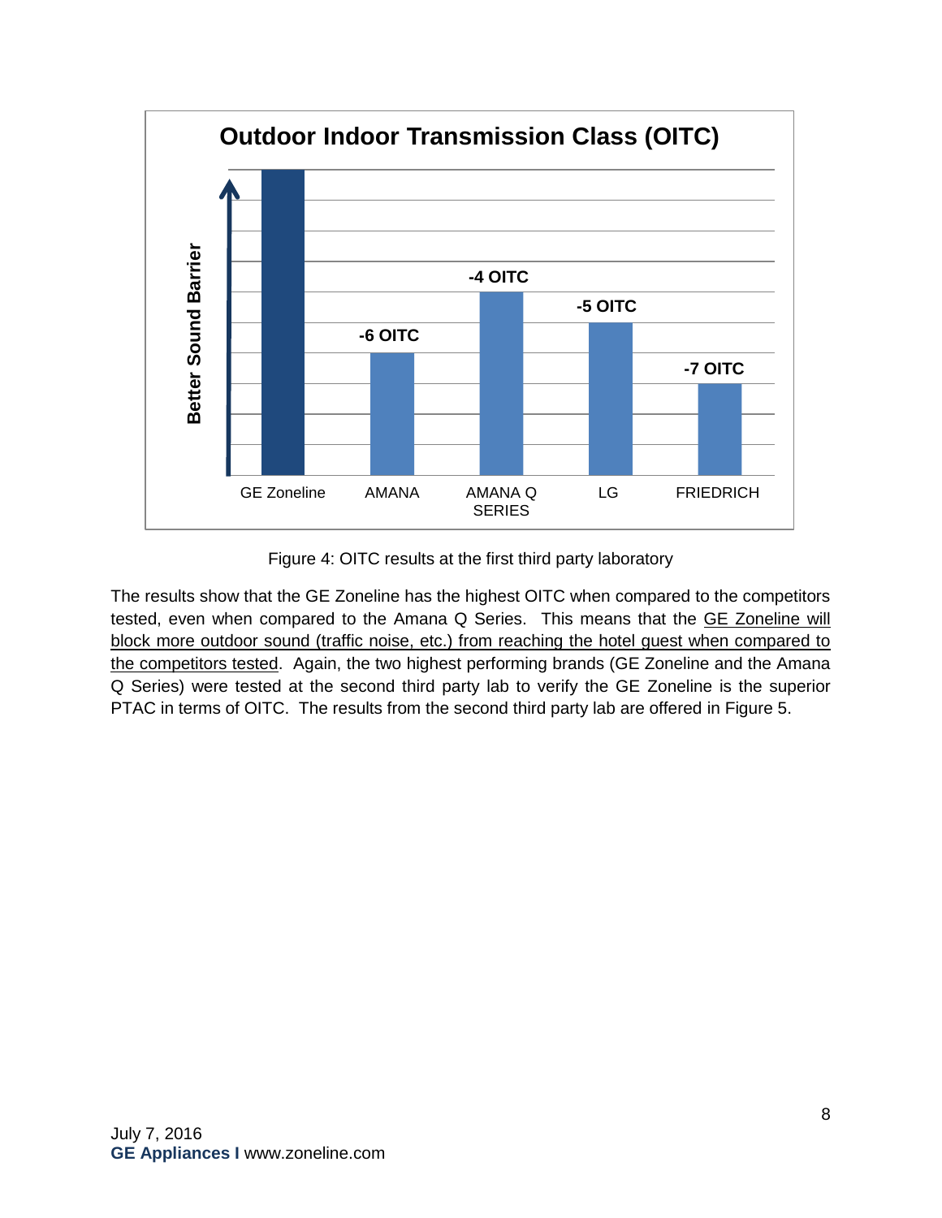**Outdoor Indoor Transmission Class (OITC)**

Better Sound Barrier

| | GE Zoneline | AMANA | AMANA Q SERIES | LG | FRIEDRICH |
|---|---|---|---|---|---|
| OITC | | -6 OITC | -4 OITC | -5 OITC | -7 OITC |

Figure 4: OITC results at the first third party laboratory

The results show that the GE Zoneline has the highest OITC when compared to the competitors tested, even when compared to the Amana Q Series. This means that the GE Zoneline will block more outdoor sound (traffic noise, etc.) from reaching the hotel guest when compared to the competitors tested. Again, the two highest performing brands (GE Zoneline and the Amana Q Series) were tested at the second third party lab to verify the GE Zoneline is the superior PTAC in terms of OITC. The results from the second third party lab are offered in Figure 5.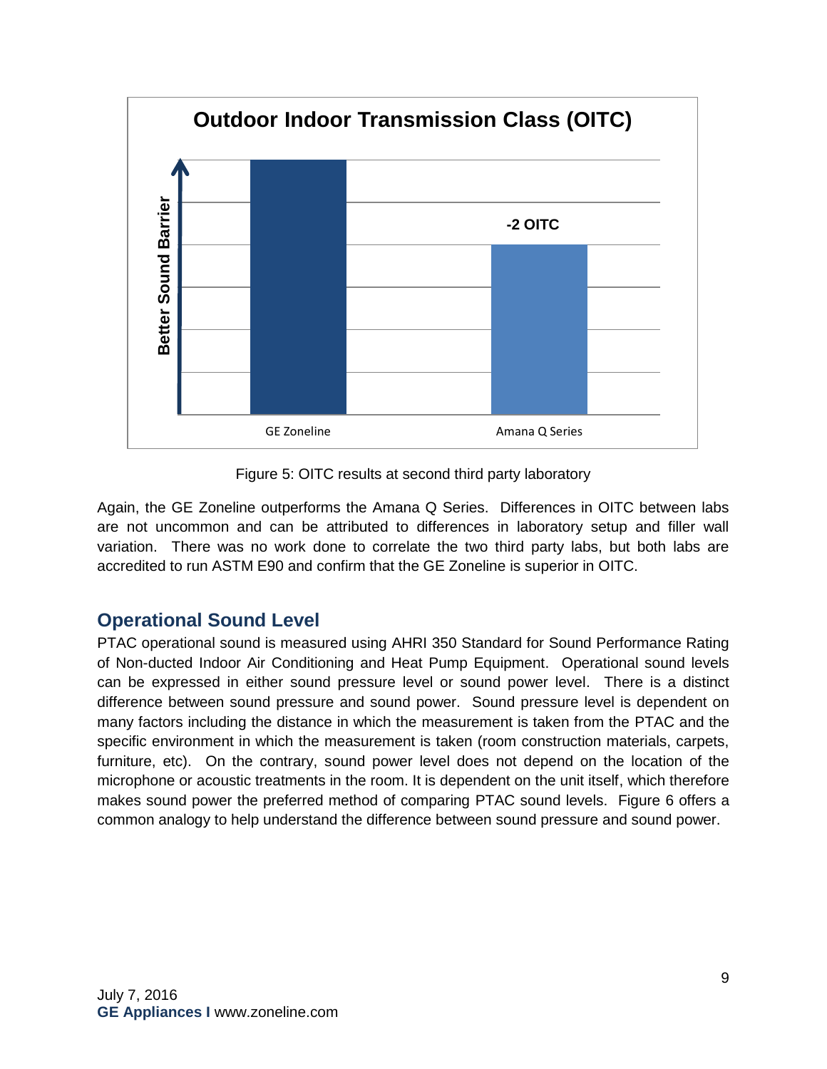Figure 5: OITC results at second third party laboratory

Again, the GE Zoneline outperforms the Amana Q Series. Differences in OITC between labs are not uncommon and can be attributed to differences in laboratory setup and filler wall variation. There was no work done to correlate the two third party labs, but both labs are accredited to run ASTM E90 and confirm that the GE Zoneline is superior in OITC.

## Operational Sound Level

PTAC operational sound is measured using AHRI 350 Standard for Sound Performance Rating of Non-ducted Indoor Air Conditioning and Heat Pump Equipment. Operational sound levels can be expressed in either sound pressure level or sound power level. There is a distinct difference between sound pressure and sound power. Sound pressure level is dependent on many factors including the distance in which the measurement is taken from the PTAC and the specific environment in which the measurement is taken (room construction materials, carpets, furniture, etc). On the contrary, sound power level does not depend on the location of the microphone or acoustic treatments in the room. It is dependent on the unit itself, which therefore makes sound power the preferred method of comparing PTAC sound levels. Figure 6 offers a common analogy to help understand the difference between sound pressure and sound power.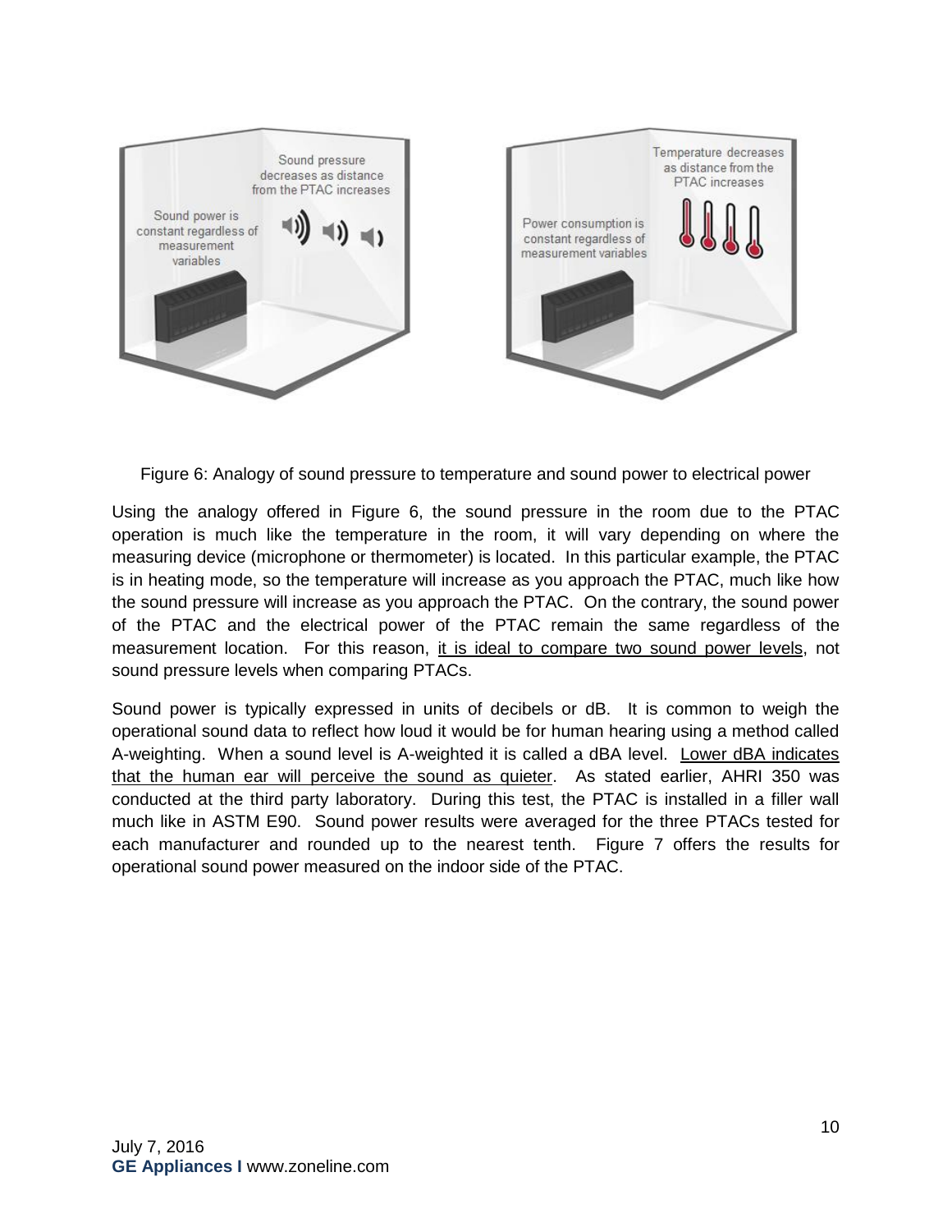Figure 6: Analogy of sound pressure to temperature and sound power to electrical power

Using the analogy offered in Figure 6, the sound pressure in the room due to the PTAC operation is much like the temperature in the room, it will vary depending on where the measuring device (microphone or thermometer) is located. In this particular example, the PTAC is in heating mode, so the temperature will increase as you approach the PTAC, much like how the sound pressure will increase as you approach the PTAC. On the contrary, the sound power of the PTAC and the electrical power of the PTAC remain the same regardless of the measurement location. For this reason, <u>it is ideal to compare two sound power levels</u>, not sound pressure levels when comparing PTACs.

Sound power is typically expressed in units of decibels or dB. It is common to weigh the operational sound data to reflect how loud it would be for human hearing using a method called A-weighting. When a sound level is A-weighted it is called a dBA level. <u>Lower dBA indicates that the human ear will perceive the sound as quieter</u>. As stated earlier, AHRI 350 was conducted at the third party laboratory. During this test, the PTAC is installed in a filler wall much like in ASTM E90. Sound power results were averaged for the three PTACs tested for each manufacturer and rounded up to the nearest tenth. Figure 7 offers the results for operational sound power measured on the indoor side of the PTAC.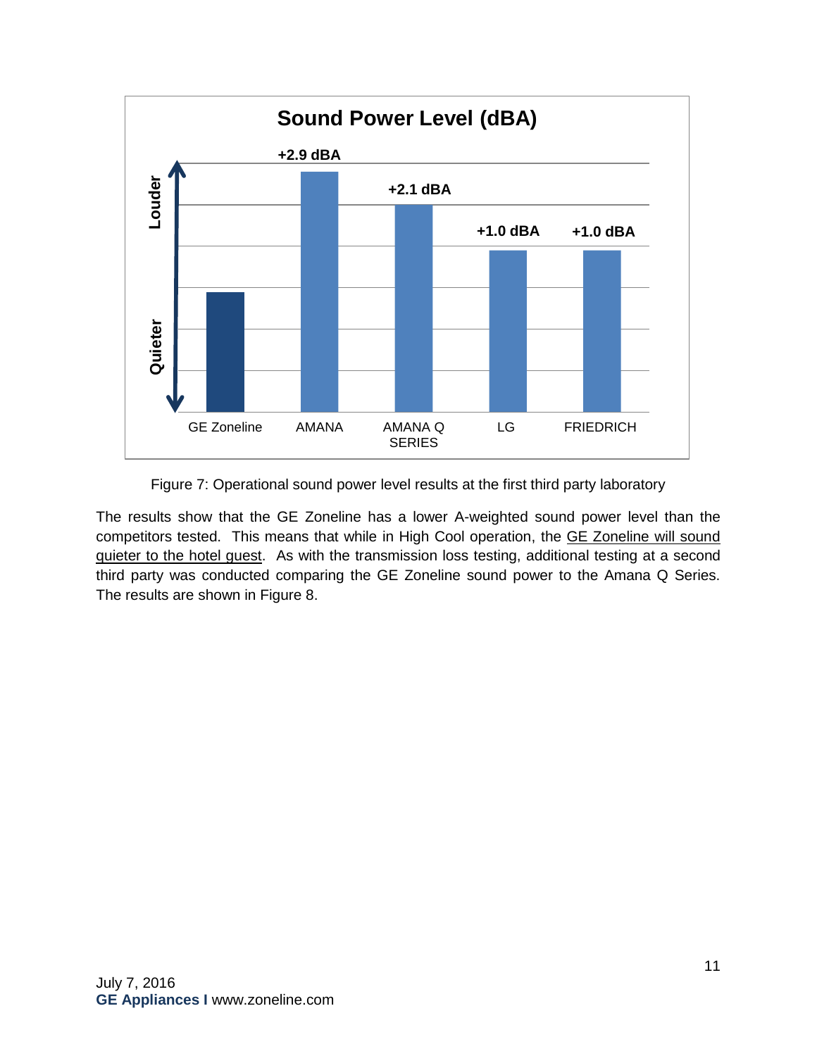**Sound Power Level (dBA)**

| | GE Zoneline | AMANA | AMANA Q SERIES | LG | FRIEDRICH |
|---|---|---|---|---|---|
| Sound Power Level (relative to GE Zoneline) | | +2.9 dBA | +2.1 dBA | +1.0 dBA | +1.0 dBA |

Figure 7: Operational sound power level results at the first third party laboratory

The results show that the GE Zoneline has a lower A-weighted sound power level than the competitors tested. This means that while in High Cool operation, the GE Zoneline will sound quieter to the hotel guest. As with the transmission loss testing, additional testing at a second third party was conducted comparing the GE Zoneline sound power to the Amana Q Series. The results are shown in Figure 8.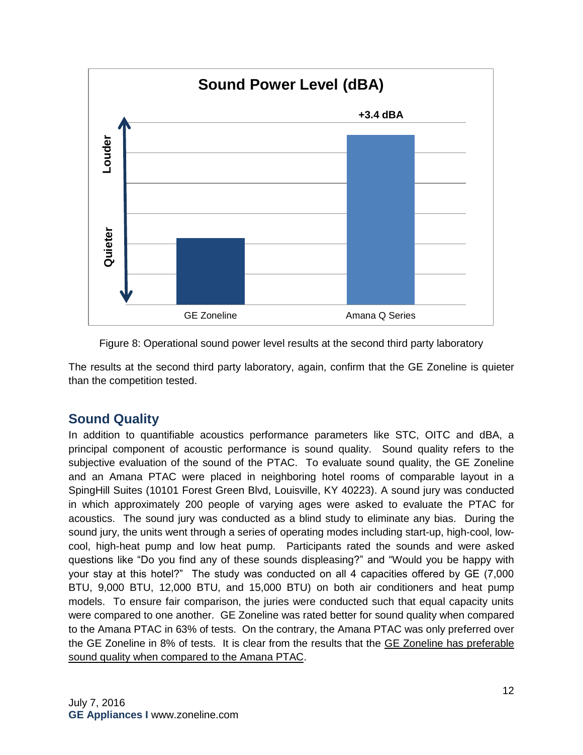Figure 8: Operational sound power level results at the second third party laboratory

The results at the second third party laboratory, again, confirm that the GE Zoneline is quieter than the competition tested.

## Sound Quality

In addition to quantifiable acoustics performance parameters like STC, OITC and dBA, a principal component of acoustic performance is sound quality. Sound quality refers to the subjective evaluation of the sound of the PTAC. To evaluate sound quality, the GE Zoneline and an Amana PTAC were placed in neighboring hotel rooms of comparable layout in a SpingHill Suites (10101 Forest Green Blvd, Louisville, KY 40223). A sound jury was conducted in which approximately 200 people of varying ages were asked to evaluate the PTAC for acoustics. The sound jury was conducted as a blind study to eliminate any bias. During the sound jury, the units went through a series of operating modes including start-up, high-cool, low-cool, high-heat pump and low heat pump. Participants rated the sounds and were asked questions like "Do you find any of these sounds displeasing?" and "Would you be happy with your stay at this hotel?" The study was conducted on all 4 capacities offered by GE (7,000 BTU, 9,000 BTU, 12,000 BTU, and 15,000 BTU) on both air conditioners and heat pump models. To ensure fair comparison, the juries were conducted such that equal capacity units were compared to one another. GE Zoneline was rated better for sound quality when compared to the Amana PTAC in 63% of tests. On the contrary, the Amana PTAC was only preferred over the GE Zoneline in 8% of tests. It is clear from the results that the GE Zoneline has preferable sound quality when compared to the Amana PTAC.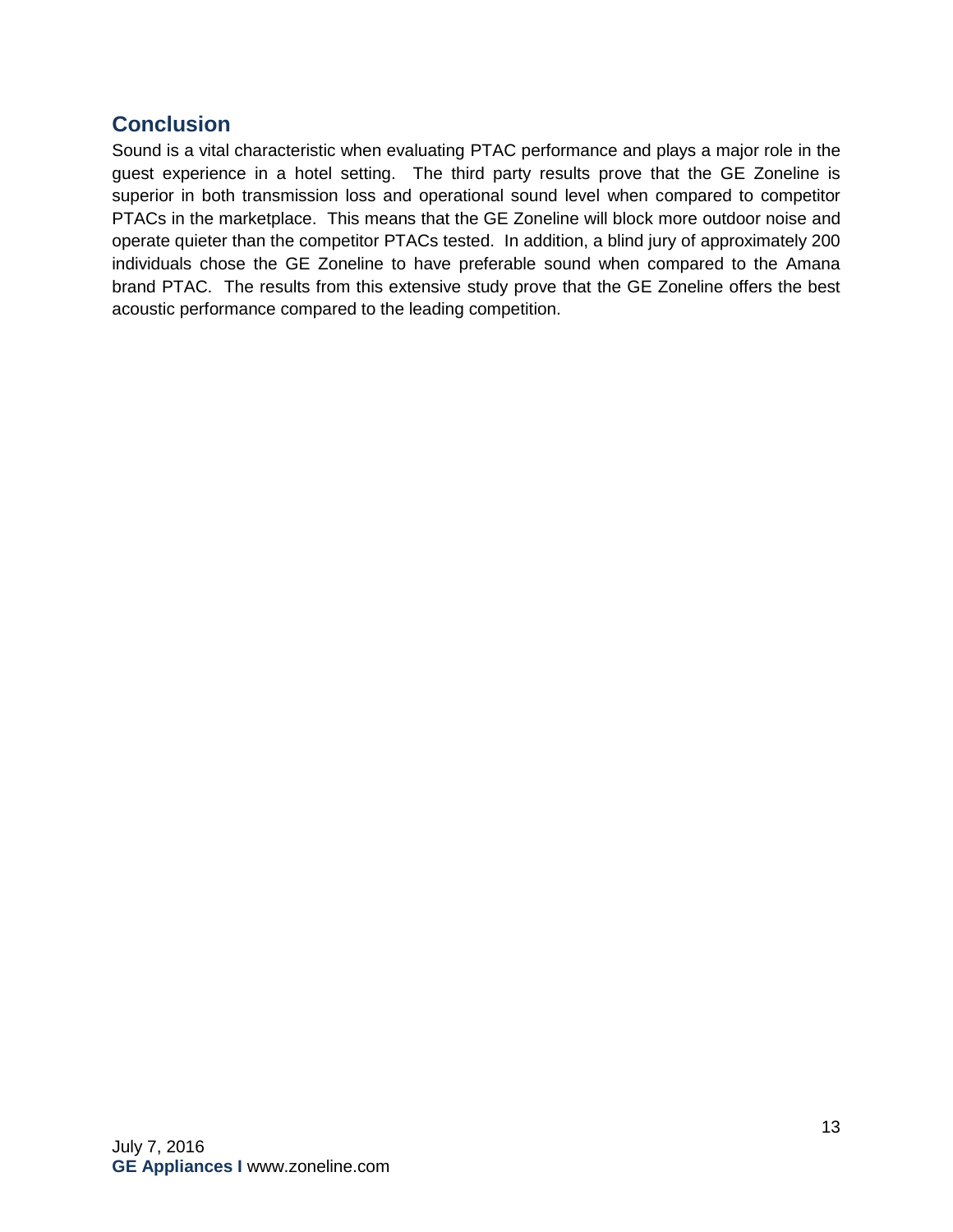## Conclusion

Sound is a vital characteristic when evaluating PTAC performance and plays a major role in the guest experience in a hotel setting. The third party results prove that the GE Zoneline is superior in both transmission loss and operational sound level when compared to competitor PTACs in the marketplace. This means that the GE Zoneline will block more outdoor noise and operate quieter than the competitor PTACs tested. In addition, a blind jury of approximately 200 individuals chose the GE Zoneline to have preferable sound when compared to the Amana brand PTAC. The results from this extensive study prove that the GE Zoneline offers the best acoustic performance compared to the leading competition.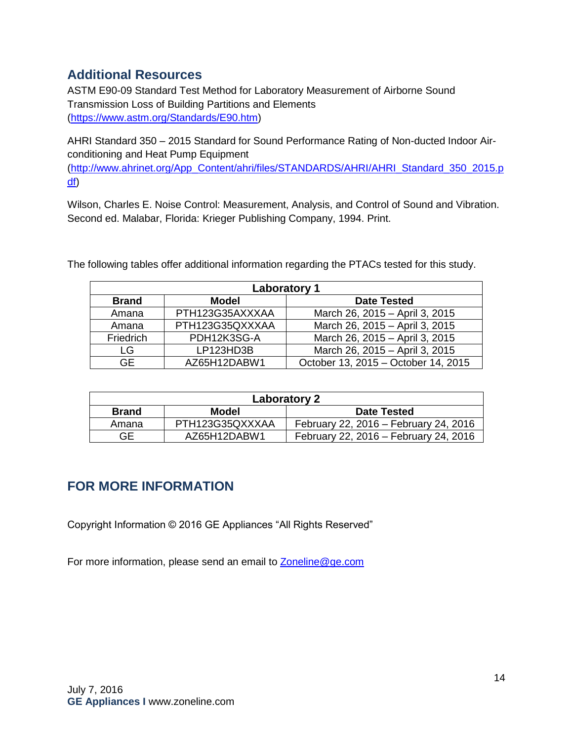## Additional Resources

ASTM E90-09 Standard Test Method for Laboratory Measurement of Airborne Sound Transmission Loss of Building Partitions and Elements (https://www.astm.org/Standards/E90.htm)

AHRI Standard 350 – 2015 Standard for Sound Performance Rating of Non-ducted Indoor Air-conditioning and Heat Pump Equipment (http://www.ahrinet.org/App_Content/ahri/files/STANDARDS/AHRI/AHRI_Standard_350_2015.pdf)

Wilson, Charles E. Noise Control: Measurement, Analysis, and Control of Sound and Vibration. Second ed. Malabar, Florida: Krieger Publishing Company, 1994. Print.

The following tables offer additional information regarding the PTACs tested for this study.

| **Laboratory 1** | | |
|---|---|---|
| **Brand** | **Model** | **Date Tested** |
| Amana | PTH123G35AXXXAA | March 26, 2015 – April 3, 2015 |
| Amana | PTH123G35QXXXAA | March 26, 2015 – April 3, 2015 |
| Friedrich | PDH12K3SG-A | March 26, 2015 – April 3, 2015 |
| LG | LP123HD3B | March 26, 2015 – April 3, 2015 |
| GE | AZ65H12DABW1 | October 13, 2015 – October 14, 2015 |

| **Laboratory 2** | | |
|---|---|---|
| **Brand** | **Model** | **Date Tested** |
| Amana | PTH123G35QXXXAA | February 22, 2016 – February 24, 2016 |
| GE | AZ65H12DABW1 | February 22, 2016 – February 24, 2016 |

## FOR MORE INFORMATION

Copyright Information © 2016 GE Appliances "All Rights Reserved"

For more information, please send an email to Zoneline@ge.com